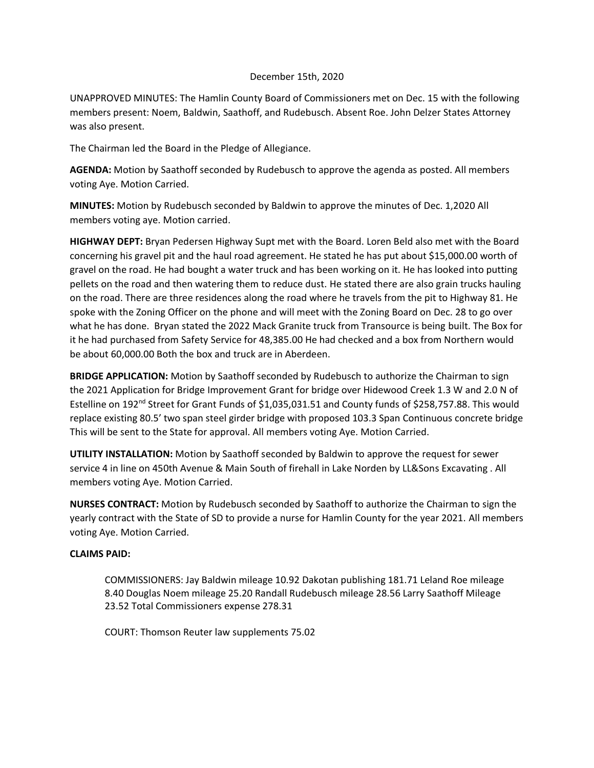December 15th, 2020

UNAPPROVED MINUTES: The Hamlin County Board of Commissioners met on Dec. 15 with the following members present: Noem, Baldwin, Saathoff, and Rudebusch. Absent Roe. John Delzer States Attorney was also present.

The Chairman led the Board in the Pledge of Allegiance.

**AGENDA:** Motion by Saathoff seconded by Rudebusch to approve the agenda as posted. All members voting Aye. Motion Carried.

**MINUTES:** Motion by Rudebusch seconded by Baldwin to approve the minutes of Dec. 1,2020 All members voting aye. Motion carried.

**HIGHWAY DEPT:** Bryan Pedersen Highway Supt met with the Board. Loren Beld also met with the Board concerning his gravel pit and the haul road agreement. He stated he has put about $15,000.00 worth of gravel on the road. He had bought a water truck and has been working on it. He has looked into putting pellets on the road and then watering them to reduce dust. He stated there are also grain trucks hauling on the road. There are three residences along the road where he travels from the pit to Highway 81. He spoke with the Zoning Officer on the phone and will meet with the Zoning Board on Dec. 28 to go over what he has done. Bryan stated the 2022 Mack Granite truck from Transource is being built. The Box for it he had purchased from Safety Service for 48,385.00 He had checked and a box from Northern would be about 60,000.00 Both the box and truck are in Aberdeen.

**BRIDGE APPLICATION:** Motion by Saathoff seconded by Rudebusch to authorize the Chairman to sign the 2021 Application for Bridge Improvement Grant for bridge over Hidewood Creek 1.3 W and 2.0 N of Estelline on 192nd Street for Grant Funds of $1,035,031.51 and County funds of $258,757.88. This would replace existing 80.5' two span steel girder bridge with proposed 103.3 Span Continuous concrete bridge This will be sent to the State for approval. All members voting Aye. Motion Carried.

**UTILITY INSTALLATION:** Motion by Saathoff seconded by Baldwin to approve the request for sewer service 4 in line on 450th Avenue & Main South of firehall in Lake Norden by LL&Sons Excavating . All members voting Aye. Motion Carried.

**NURSES CONTRACT:** Motion by Rudebusch seconded by Saathoff to authorize the Chairman to sign the yearly contract with the State of SD to provide a nurse for Hamlin County for the year 2021. All members voting Aye. Motion Carried.

**CLAIMS PAID:**

COMMISSIONERS: Jay Baldwin mileage 10.92 Dakotan publishing 181.71 Leland Roe mileage 8.40 Douglas Noem mileage 25.20 Randall Rudebusch mileage 28.56 Larry Saathoff Mileage 23.52 Total Commissioners expense 278.31

COURT: Thomson Reuter law supplements 75.02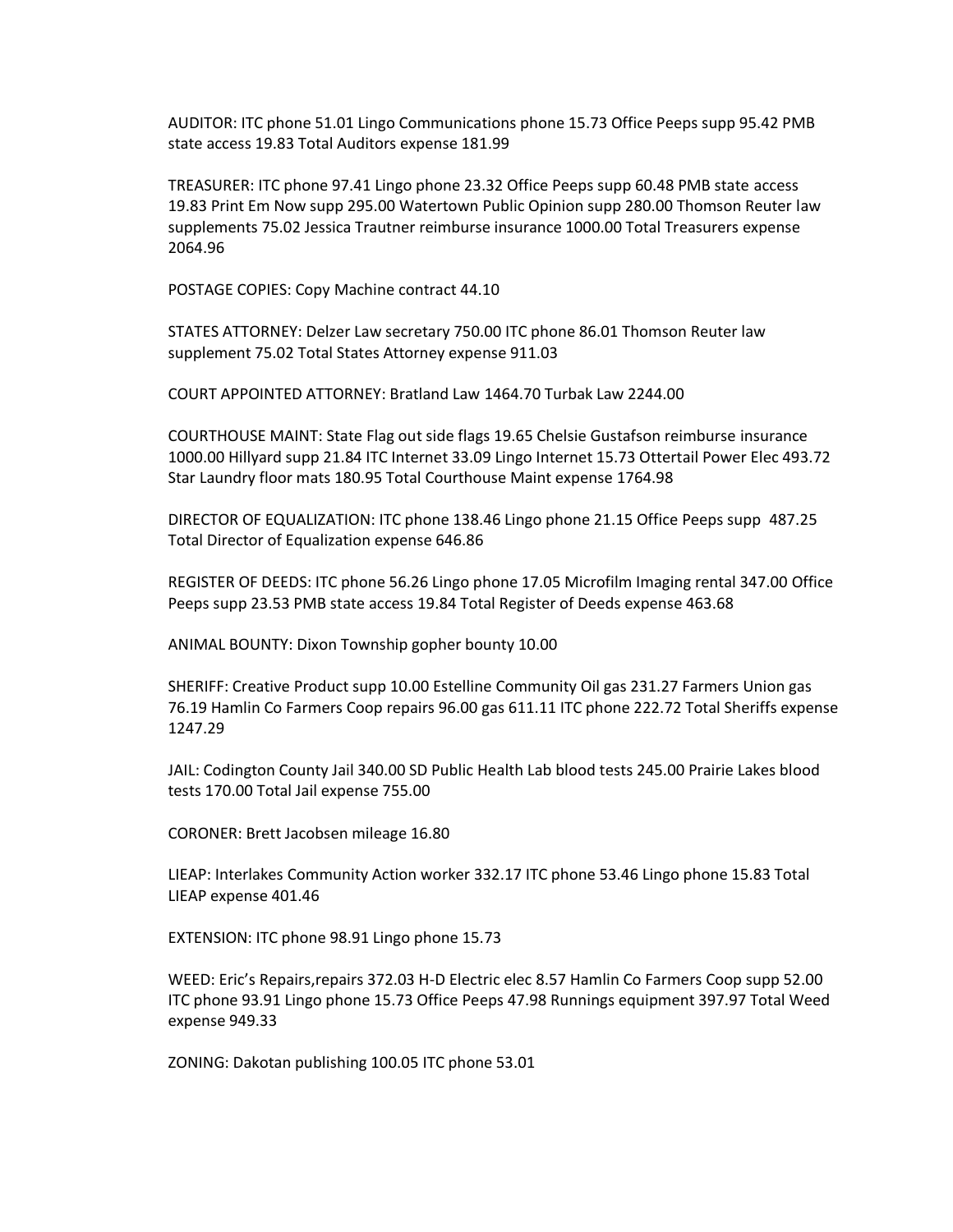AUDITOR: ITC phone 51.01 Lingo Communications phone 15.73 Office Peeps supp 95.42 PMB state access 19.83 Total Auditors expense 181.99

TREASURER: ITC phone 97.41 Lingo phone 23.32 Office Peeps supp 60.48 PMB state access 19.83 Print Em Now supp 295.00 Watertown Public Opinion supp 280.00 Thomson Reuter law supplements 75.02 Jessica Trautner reimburse insurance 1000.00 Total Treasurers expense 2064.96

POSTAGE COPIES: Copy Machine contract 44.10

STATES ATTORNEY: Delzer Law secretary 750.00 ITC phone 86.01 Thomson Reuter law supplement 75.02 Total States Attorney expense 911.03

COURT APPOINTED ATTORNEY: Bratland Law 1464.70 Turbak Law 2244.00

COURTHOUSE MAINT: State Flag out side flags 19.65 Chelsie Gustafson reimburse insurance 1000.00 Hillyard supp 21.84 ITC Internet 33.09 Lingo Internet 15.73 Ottertail Power Elec 493.72 Star Laundry floor mats 180.95 Total Courthouse Maint expense 1764.98

DIRECTOR OF EQUALIZATION: ITC phone 138.46 Lingo phone 21.15 Office Peeps supp 487.25 Total Director of Equalization expense 646.86

REGISTER OF DEEDS: ITC phone 56.26 Lingo phone 17.05 Microfilm Imaging rental 347.00 Office Peeps supp 23.53 PMB state access 19.84 Total Register of Deeds expense 463.68

ANIMAL BOUNTY: Dixon Township gopher bounty 10.00

SHERIFF: Creative Product supp 10.00 Estelline Community Oil gas 231.27 Farmers Union gas 76.19 Hamlin Co Farmers Coop repairs 96.00 gas 611.11 ITC phone 222.72 Total Sheriffs expense 1247.29

JAIL: Codington County Jail 340.00 SD Public Health Lab blood tests 245.00 Prairie Lakes blood tests 170.00 Total Jail expense 755.00

CORONER: Brett Jacobsen mileage 16.80

LIEAP: Interlakes Community Action worker 332.17 ITC phone 53.46 Lingo phone 15.83 Total LIEAP expense 401.46

EXTENSION: ITC phone 98.91 Lingo phone 15.73

WEED: Eric's Repairs,repairs 372.03 H-D Electric elec 8.57 Hamlin Co Farmers Coop supp 52.00 ITC phone 93.91 Lingo phone 15.73 Office Peeps 47.98 Runnings equipment 397.97 Total Weed expense 949.33

ZONING: Dakotan publishing 100.05 ITC phone 53.01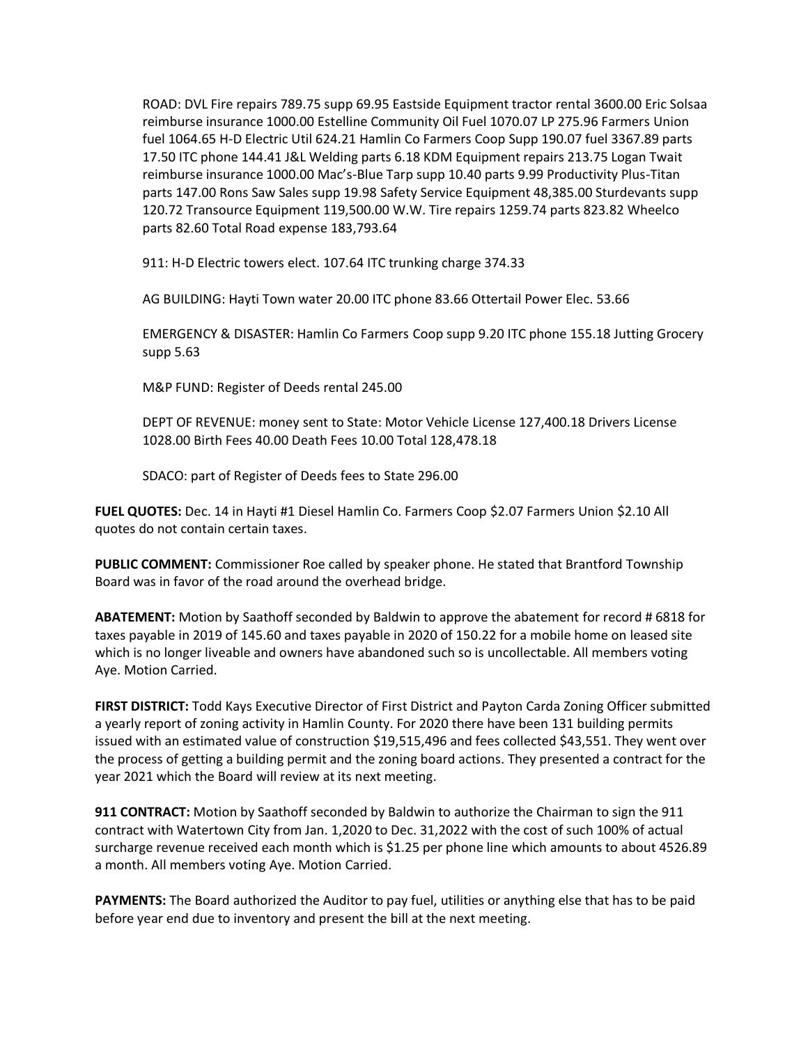ROAD: DVL Fire repairs 789.75 supp 69.95 Eastside Equipment tractor rental 3600.00 Eric Solsaa reimburse insurance 1000.00 Estelline Community Oil Fuel 1070.07 LP 275.96 Farmers Union fuel 1064.65 H-D Electric Util 624.21 Hamlin Co Farmers Coop Supp 190.07 fuel 3367.89 parts 17.50 ITC phone 144.41 J&L Welding parts 6.18 KDM Equipment repairs 213.75 Logan Twait reimburse insurance 1000.00 Mac's-Blue Tarp supp 10.40 parts 9.99 Productivity Plus-Titan parts 147.00 Rons Saw Sales supp 19.98 Safety Service Equipment 48,385.00 Sturdevants supp 120.72 Transource Equipment 119,500.00 W.W. Tire repairs 1259.74 parts 823.82 Wheelco parts 82.60 Total Road expense 183,793.64

911: H-D Electric towers elect. 107.64 ITC trunking charge 374.33

AG BUILDING: Hayti Town water 20.00 ITC phone 83.66 Ottertail Power Elec. 53.66

EMERGENCY & DISASTER: Hamlin Co Farmers Coop supp 9.20 ITC phone 155.18 Jutting Grocery supp 5.63

M&P FUND: Register of Deeds rental 245.00

DEPT OF REVENUE: money sent to State: Motor Vehicle License 127,400.18 Drivers License 1028.00 Birth Fees 40.00 Death Fees 10.00 Total 128,478.18

SDACO: part of Register of Deeds fees to State 296.00

**FUEL QUOTES:** Dec. 14 in Hayti #1 Diesel Hamlin Co. Farmers Coop $2.07 Farmers Union $2.10 All quotes do not contain certain taxes.

**PUBLIC COMMENT:** Commissioner Roe called by speaker phone. He stated that Brantford Township Board was in favor of the road around the overhead bridge.

**ABATEMENT:** Motion by Saathoff seconded by Baldwin to approve the abatement for record # 6818 for taxes payable in 2019 of 145.60 and taxes payable in 2020 of 150.22 for a mobile home on leased site which is no longer liveable and owners have abandoned such so is uncollectable. All members voting Aye. Motion Carried.

**FIRST DISTRICT:** Todd Kays Executive Director of First District and Payton Carda Zoning Officer submitted a yearly report of zoning activity in Hamlin County. For 2020 there have been 131 building permits issued with an estimated value of construction $19,515,496 and fees collected $43,551. They went over the process of getting a building permit and the zoning board actions. They presented a contract for the year 2021 which the Board will review at its next meeting.

**911 CONTRACT:** Motion by Saathoff seconded by Baldwin to authorize the Chairman to sign the 911 contract with Watertown City from Jan. 1,2020 to Dec. 31,2022 with the cost of such 100% of actual surcharge revenue received each month which is $1.25 per phone line which amounts to about 4526.89 a month. All members voting Aye. Motion Carried.

**PAYMENTS:** The Board authorized the Auditor to pay fuel, utilities or anything else that has to be paid before year end due to inventory and present the bill at the next meeting.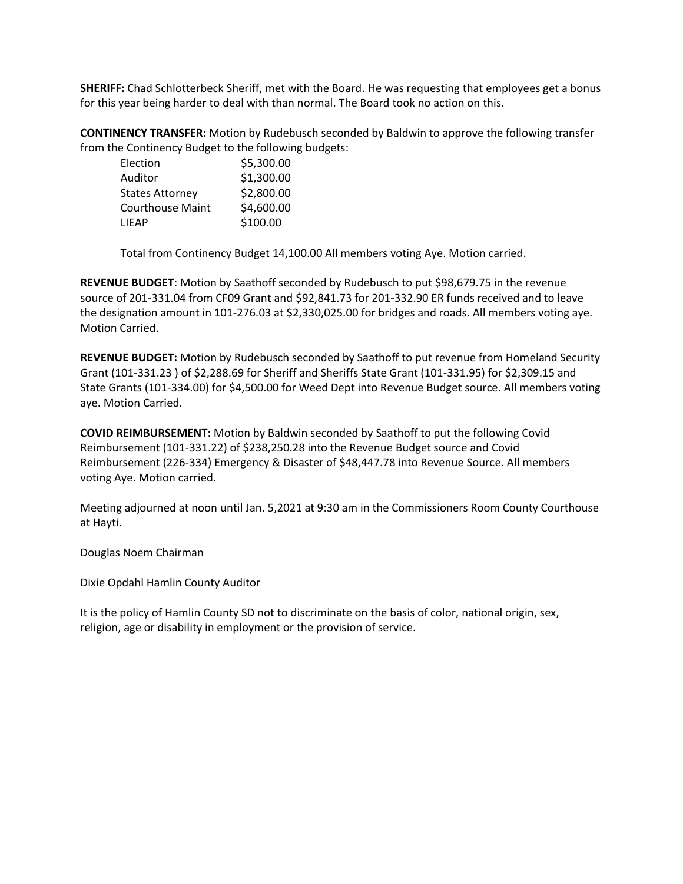**SHERIFF:** Chad Schlotterbeck Sheriff, met with the Board. He was requesting that employees get a bonus for this year being harder to deal with than normal. The Board took no action on this.

**CONTINENCY TRANSFER:** Motion by Rudebusch seconded by Baldwin to approve the following transfer from the Continency Budget to the following budgets:

| | |
|---|---|
| Election | $5,300.00 |
| Auditor | $1,300.00 |
| States Attorney | $2,800.00 |
| Courthouse Maint | $4,600.00 |
| LIEAP | $100.00 |

Total from Continency Budget 14,100.00 All members voting Aye. Motion carried.

**REVENUE BUDGET**: Motion by Saathoff seconded by Rudebusch to put $98,679.75 in the revenue source of 201-331.04 from CF09 Grant and $92,841.73 for 201-332.90 ER funds received and to leave the designation amount in 101-276.03 at $2,330,025.00 for bridges and roads. All members voting aye. Motion Carried.

**REVENUE BUDGET:** Motion by Rudebusch seconded by Saathoff to put revenue from Homeland Security Grant (101-331.23 ) of $2,288.69 for Sheriff and Sheriffs State Grant (101-331.95) for $2,309.15 and State Grants (101-334.00) for $4,500.00 for Weed Dept into Revenue Budget source. All members voting aye. Motion Carried.

**COVID REIMBURSEMENT:** Motion by Baldwin seconded by Saathoff to put the following Covid Reimbursement (101-331.22) of $238,250.28 into the Revenue Budget source and Covid Reimbursement (226-334) Emergency & Disaster of $48,447.78 into Revenue Source. All members voting Aye. Motion carried.

Meeting adjourned at noon until Jan. 5,2021 at 9:30 am in the Commissioners Room County Courthouse at Hayti.

Douglas Noem Chairman

Dixie Opdahl Hamlin County Auditor

It is the policy of Hamlin County SD not to discriminate on the basis of color, national origin, sex, religion, age or disability in employment or the provision of service.